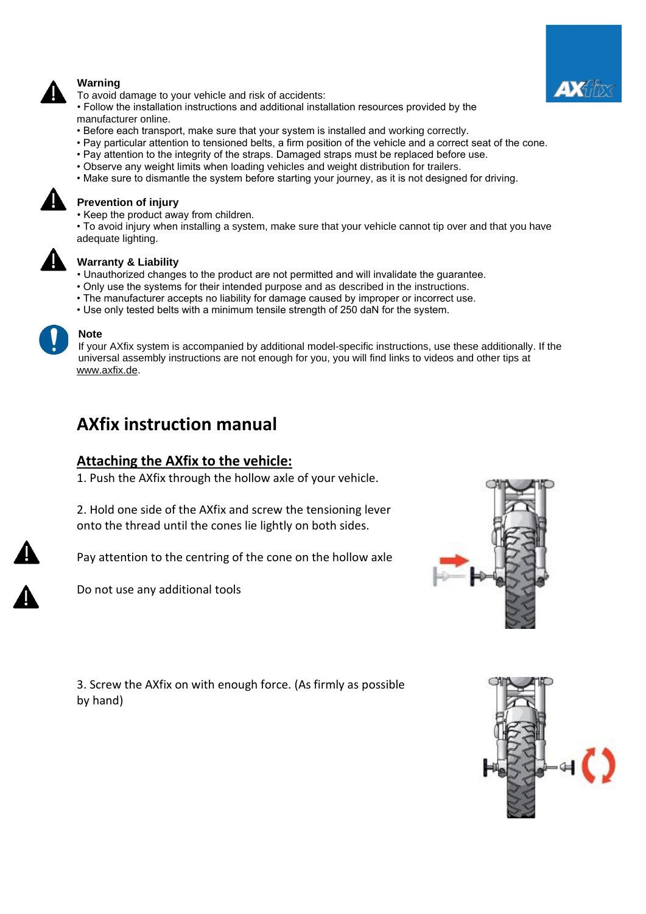**Warning**

To avoid damage to your vehicle and risk of accidents:

- Follow the installation instructions and additional installation resources provided by the manufacturer online.
- Before each transport, make sure that your system is installed and working correctly.
- Pay particular attention to tensioned belts, a firm position of the vehicle and a correct seat of the cone.
- Pay attention to the integrity of the straps. Damaged straps must be replaced before use.
- Observe any weight limits when loading vehicles and weight distribution for trailers.
- Make sure to dismantle the system before starting your journey, as it is not designed for driving.

**Prevention of injury**

- Keep the product away from children.
- To avoid injury when installing a system, make sure that your vehicle cannot tip over and that you have adequate lighting.

**Warranty & Liability**

- Unauthorized changes to the product are not permitted and will invalidate the guarantee.
- Only use the systems for their intended purpose and as described in the instructions.
- The manufacturer accepts no liability for damage caused by improper or incorrect use.
- Use only tested belts with a minimum tensile strength of 250 daN for the system.

**Note**

If your AXfix system is accompanied by additional model-specific instructions, use these additionally. If the universal assembly instructions are not enough for you, you will find links to videos and other tips at www.axfix.de.

# AXfix instruction manual

## Attaching the AXfix to the vehicle:

1. Push the AXfix through the hollow axle of your vehicle.

2. Hold one side of the AXfix and screw the tensioning lever onto the thread until the cones lie lightly on both sides.

Pay attention to the centring of the cone on the hollow axle

Do not use any additional tools

3. Screw the AXfix on with enough force. (As firmly as possible by hand)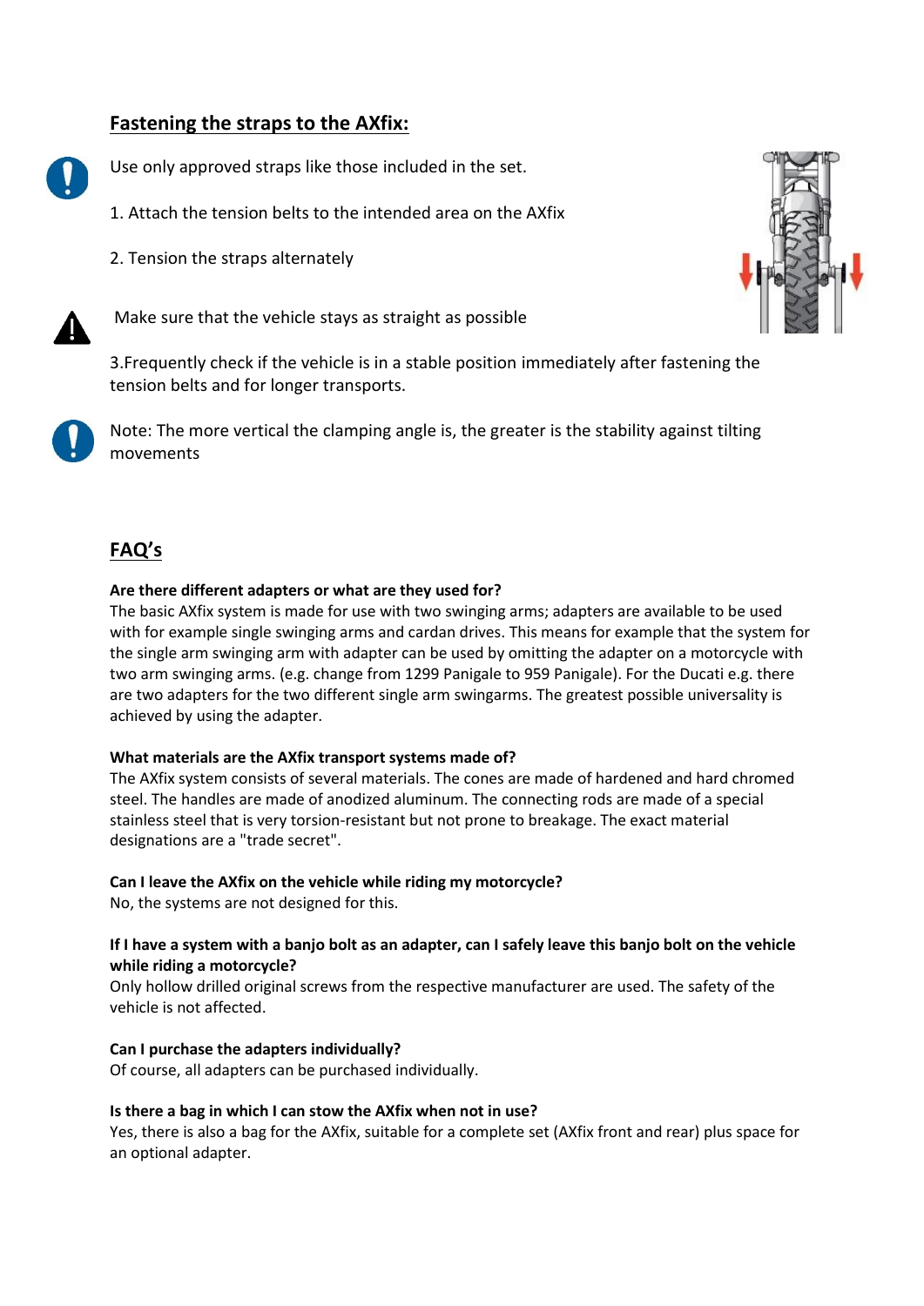## Fastening the straps to the AXfix:

Use only approved straps like those included in the set.

1. Attach the tension belts to the intended area on the AXfix

2. Tension the straps alternately

Make sure that the vehicle stays as straight as possible

3. Frequently check if the vehicle is in a stable position immediately after fastening the tension belts and for longer transports.

Note: The more vertical the clamping angle is, the greater is the stability against tilting movements

## FAQ's

**Are there different adapters or what are they used for?**
The basic AXfix system is made for use with two swinging arms; adapters are available to be used with for example single swinging arms and cardan drives. This means for example that the system for the single arm swinging arm with adapter can be used by omitting the adapter on a motorcycle with two arm swinging arms. (e.g. change from 1299 Panigale to 959 Panigale). For the Ducati e.g. there are two adapters for the two different single arm swingarms. The greatest possible universality is achieved by using the adapter.

**What materials are the AXfix transport systems made of?**
The AXfix system consists of several materials. The cones are made of hardened and hard chromed steel. The handles are made of anodized aluminum. The connecting rods are made of a special stainless steel that is very torsion-resistant but not prone to breakage. The exact material designations are a "trade secret".

**Can I leave the AXfix on the vehicle while riding my motorcycle?**
No, the systems are not designed for this.

**If I have a system with a banjo bolt as an adapter, can I safely leave this banjo bolt on the vehicle while riding a motorcycle?**
Only hollow drilled original screws from the respective manufacturer are used. The safety of the vehicle is not affected.

**Can I purchase the adapters individually?**
Of course, all adapters can be purchased individually.

**Is there a bag in which I can stow the AXfix when not in use?**
Yes, there is also a bag for the AXfix, suitable for a complete set (AXfix front and rear) plus space for an optional adapter.